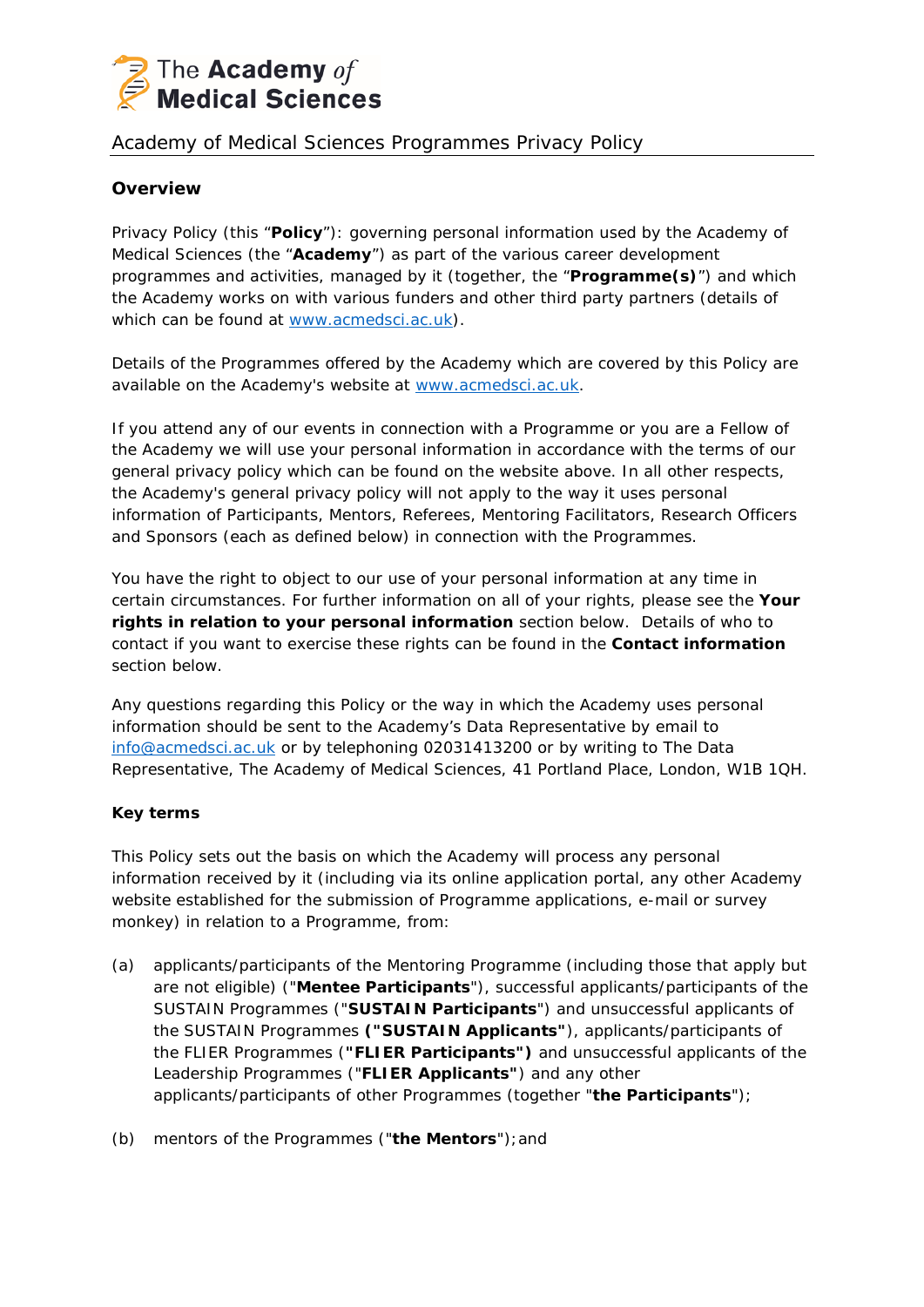The Academy *of* **Medical Sciences**

# Academy of Medical Sciences Programmes Privacy Policy

## Overview

Privacy Policy (this "**Policy**"): governing personal information used by the Academy of Medical Sciences (the "**Academy**") as part of the various career development programmes and activities, managed by it (together, the "**Programme(s)**") and which the Academy works on with various funders and other third party partners (details of which can be found at www.acmedsci.ac.uk).

Details of the Programmes offered by the Academy which are covered by this Policy are available on the Academy's website at www.acmedsci.ac.uk.

If you attend any of our events in connection with a Programme or you are a Fellow of the Academy we will use your personal information in accordance with the terms of our general privacy policy which can be found on the website above. In all other respects, the Academy's general privacy policy will not apply to the way it uses personal information of Participants, Mentors, Referees, Mentoring Facilitators, Research Officers and Sponsors (each as defined below) in connection with the Programmes.

You have the right to object to our use of your personal information at any time in certain circumstances. For further information on all of your rights, please see the **Your rights in relation to your personal information** section below. Details of who to contact if you want to exercise these rights can be found in the **Contact information** section below.

Any questions regarding this Policy or the way in which the Academy uses personal information should be sent to the Academy's Data Representative by email to info@acmedsci.ac.uk or by telephoning 02031413200 or by writing to The Data Representative, The Academy of Medical Sciences, 41 Portland Place, London, W1B 1QH.

## Key terms

This Policy sets out the basis on which the Academy will process any personal information received by it (including via its online application portal, any other Academy website established for the submission of Programme applications, e-mail or survey monkey) in relation to a Programme, from:

(a) applicants/participants of the Mentoring Programme (including those that apply but are not eligible) ("**Mentee Participants**"), successful applicants/participants of the SUSTAIN Programmes ("**SUSTAIN Participants**") and unsuccessful applicants of the SUSTAIN Programmes **("SUSTAIN Applicants"**), applicants/participants of the FLIER Programmes (**"FLIER Participants")** and unsuccessful applicants of the Leadership Programmes (**"FLIER Applicants"**) and any other applicants/participants of other Programmes (together "**the Participants**");

(b) mentors of the Programmes ("**the Mentors**"); and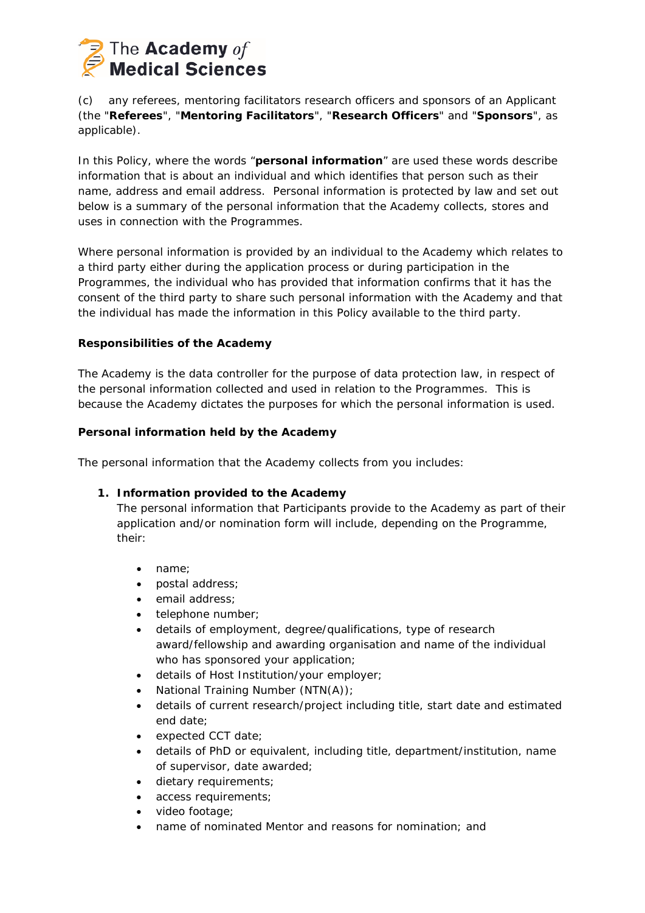(c) any referees, mentoring facilitators research officers and sponsors of an Applicant (the "**Referees**", "**Mentoring Facilitators**", "**Research Officers**" and "**Sponsors**", as applicable).

In this Policy, where the words "**personal information**" are used these words describe information that is about an individual and which identifies that person such as their name, address and email address. Personal information is protected by law and set out below is a summary of the personal information that the Academy collects, stores and uses in connection with the Programmes.

Where personal information is provided by an individual to the Academy which relates to a third party either during the application process or during participation in the Programmes, the individual who has provided that information confirms that it has the consent of the third party to share such personal information with the Academy and that the individual has made the information in this Policy available to the third party.

**Responsibilities of the Academy**

The Academy is the data controller for the purpose of data protection law, in respect of the personal information collected and used in relation to the Programmes. This is because the Academy dictates the purposes for which the personal information is used.

**Personal information held by the Academy**

The personal information that the Academy collects from you includes:

1. **Information provided to the Academy**
   The personal information that Participants provide to the Academy as part of their application and/or nomination form will include, depending on the Programme, their:

   - name;
   - postal address;
   - email address;
   - telephone number;
   - details of employment, degree/qualifications, type of research award/fellowship and awarding organisation and name of the individual who has sponsored your application;
   - details of Host Institution/your employer;
   - National Training Number (NTN(A));
   - details of current research/project including title, start date and estimated end date;
   - expected CCT date;
   - details of PhD or equivalent, including title, department/institution, name of supervisor, date awarded;
   - dietary requirements;
   - access requirements;
   - video footage;
   - name of nominated Mentor and reasons for nomination; and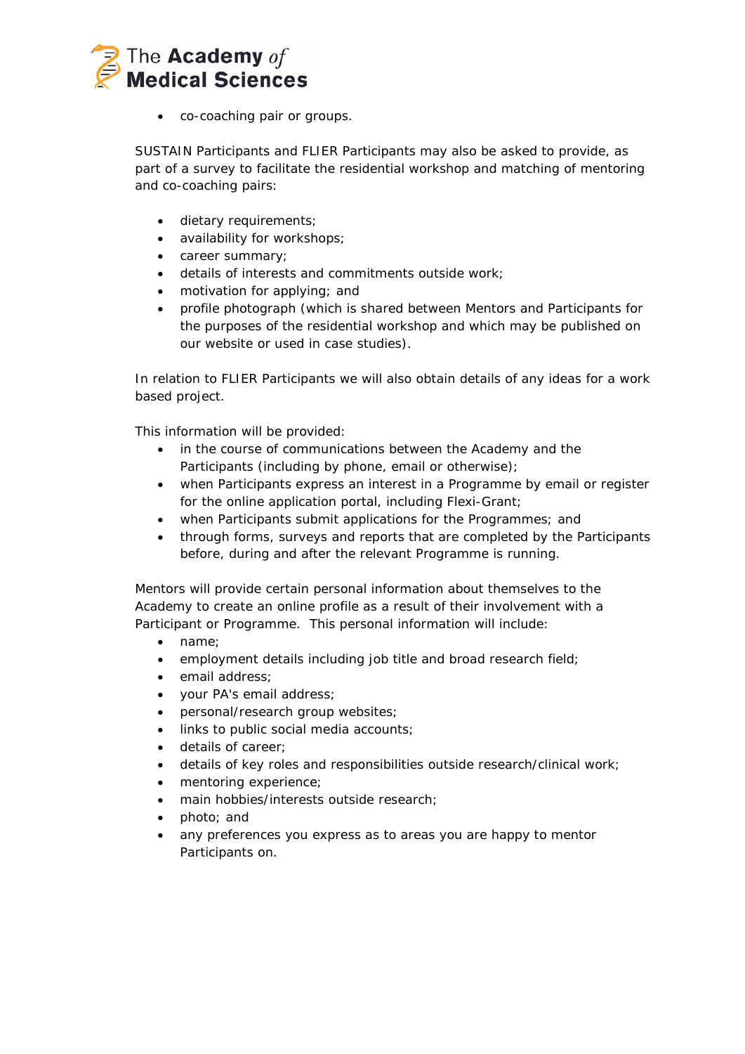- co-coaching pair or groups.

SUSTAIN Participants and FLIER Participants may also be asked to provide, as part of a survey to facilitate the residential workshop and matching of mentoring and co-coaching pairs:

- dietary requirements;
- availability for workshops;
- career summary;
- details of interests and commitments outside work;
- motivation for applying; and
- profile photograph (which is shared between Mentors and Participants for the purposes of the residential workshop and which may be published on our website or used in case studies).

In relation to FLIER Participants we will also obtain details of any ideas for a work based project.

This information will be provided:

- in the course of communications between the Academy and the Participants (including by phone, email or otherwise);
- when Participants express an interest in a Programme by email or register for the online application portal, including Flexi-Grant;
- when Participants submit applications for the Programmes; and
- through forms, surveys and reports that are completed by the Participants before, during and after the relevant Programme is running.

Mentors will provide certain personal information about themselves to the Academy to create an online profile as a result of their involvement with a Participant or Programme. This personal information will include:

- name;
- employment details including job title and broad research field;
- email address;
- your PA's email address;
- personal/research group websites;
- links to public social media accounts;
- details of career;
- details of key roles and responsibilities outside research/clinical work;
- mentoring experience;
- main hobbies/interests outside research;
- photo; and
- any preferences you express as to areas you are happy to mentor Participants on.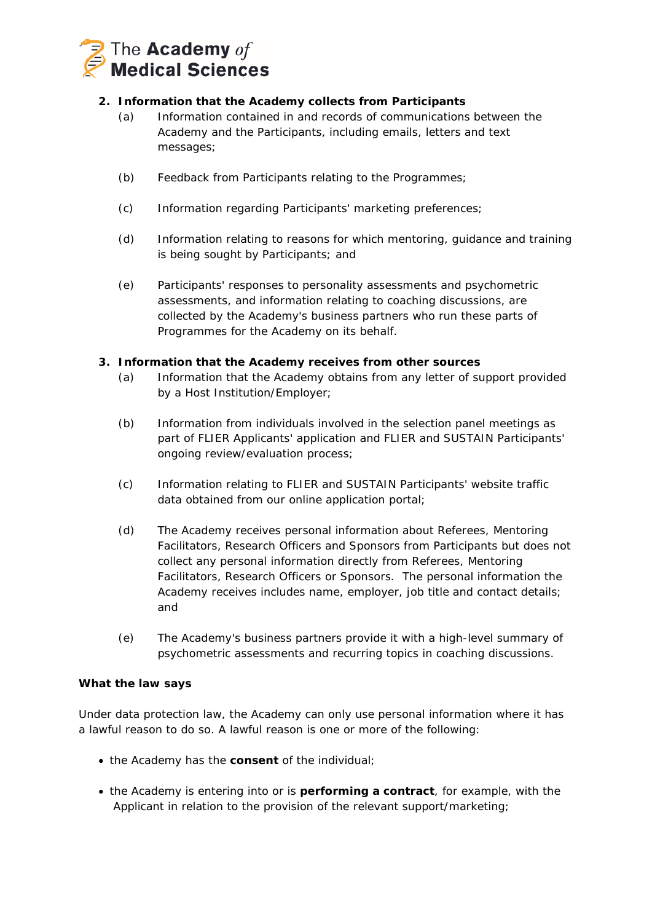2. **Information that the Academy collects from Participants**

   (a) Information contained in and records of communications between the Academy and the Participants, including emails, letters and text messages;

   (b) Feedback from Participants relating to the Programmes;

   (c) Information regarding Participants' marketing preferences;

   (d) Information relating to reasons for which mentoring, guidance and training is being sought by Participants; and

   (e) Participants' responses to personality assessments and psychometric assessments, and information relating to coaching discussions, are collected by the Academy's business partners who run these parts of Programmes for the Academy on its behalf.

3. **Information that the Academy receives from other sources**

   (a) Information that the Academy obtains from any letter of support provided by a Host Institution/Employer;

   (b) Information from individuals involved in the selection panel meetings as part of FLIER Applicants' application and FLIER and SUSTAIN Participants' ongoing review/evaluation process;

   (c) Information relating to FLIER and SUSTAIN Participants' website traffic data obtained from our online application portal;

   (d) The Academy receives personal information about Referees, Mentoring Facilitators, Research Officers and Sponsors from Participants but does not collect any personal information directly from Referees, Mentoring Facilitators, Research Officers or Sponsors. The personal information the Academy receives includes name, employer, job title and contact details; and

   (e) The Academy's business partners provide it with a high-level summary of psychometric assessments and recurring topics in coaching discussions.

**What the law says**

Under data protection law, the Academy can only use personal information where it has a lawful reason to do so. A lawful reason is one or more of the following:

- the Academy has the **consent** of the individual;
- the Academy is entering into or is **performing a contract**, for example, with the Applicant in relation to the provision of the relevant support/marketing;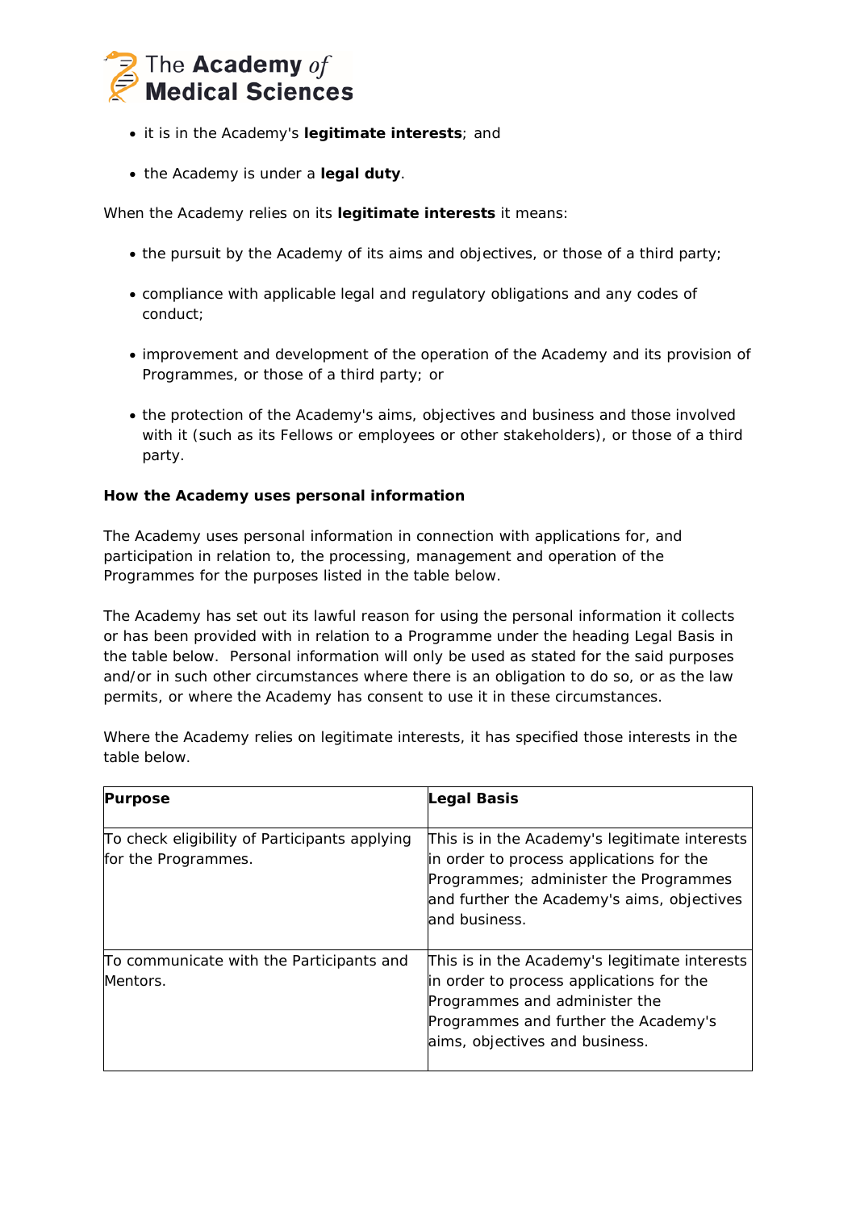- it is in the Academy's **legitimate interests**; and
- the Academy is under a **legal duty**.

When the Academy relies on its **legitimate interests** it means:

- the pursuit by the Academy of its aims and objectives, or those of a third party;
- compliance with applicable legal and regulatory obligations and any codes of conduct;
- improvement and development of the operation of the Academy and its provision of Programmes, or those of a third party; or
- the protection of the Academy's aims, objectives and business and those involved with it (such as its Fellows or employees or other stakeholders), or those of a third party.

**How the Academy uses personal information**

The Academy uses personal information in connection with applications for, and participation in relation to, the processing, management and operation of the Programmes for the purposes listed in the table below.

The Academy has set out its lawful reason for using the personal information it collects or has been provided with in relation to a Programme under the heading Legal Basis in the table below. Personal information will only be used as stated for the said purposes and/or in such other circumstances where there is an obligation to do so, or as the law permits, or where the Academy has consent to use it in these circumstances.

Where the Academy relies on legitimate interests, it has specified those interests in the table below.

| **Purpose** | **Legal Basis** |
| --- | --- |
| To check eligibility of Participants applying for the Programmes. | This is in the Academy's legitimate interests in order to process applications for the Programmes; administer the Programmes and further the Academy's aims, objectives and business. |
| To communicate with the Participants and Mentors. | This is in the Academy's legitimate interests in order to process applications for the Programmes and administer the Programmes and further the Academy's aims, objectives and business. |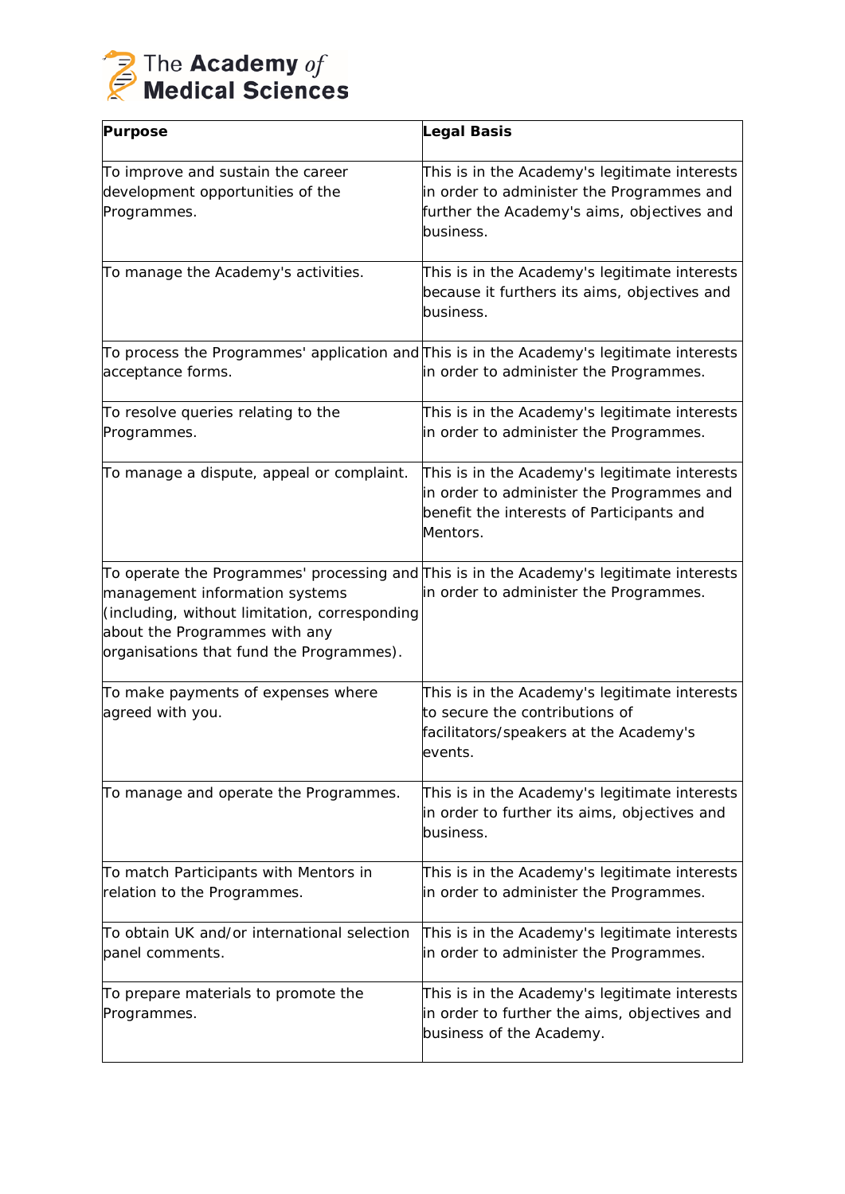| **Purpose** | **Legal Basis** |
|---|---|
| To improve and sustain the career development opportunities of the Programmes. | This is in the Academy's legitimate interests in order to administer the Programmes and further the Academy's aims, objectives and business. |
| To manage the Academy's activities. | This is in the Academy's legitimate interests because it furthers its aims, objectives and business. |
| To process the Programmes' application and acceptance forms. | This is in the Academy's legitimate interests in order to administer the Programmes. |
| To resolve queries relating to the Programmes. | This is in the Academy's legitimate interests in order to administer the Programmes. |
| To manage a dispute, appeal or complaint. | This is in the Academy's legitimate interests in order to administer the Programmes and benefit the interests of Participants and Mentors. |
| To operate the Programmes' processing and management information systems (including, without limitation, corresponding about the Programmes with any organisations that fund the Programmes). | This is in the Academy's legitimate interests in order to administer the Programmes. |
| To make payments of expenses where agreed with you. | This is in the Academy's legitimate interests to secure the contributions of facilitators/speakers at the Academy's events. |
| To manage and operate the Programmes. | This is in the Academy's legitimate interests in order to further its aims, objectives and business. |
| To match Participants with Mentors in relation to the Programmes. | This is in the Academy's legitimate interests in order to administer the Programmes. |
| To obtain UK and/or international selection panel comments. | This is in the Academy's legitimate interests in order to administer the Programmes. |
| To prepare materials to promote the Programmes. | This is in the Academy's legitimate interests in order to further the aims, objectives and business of the Academy. |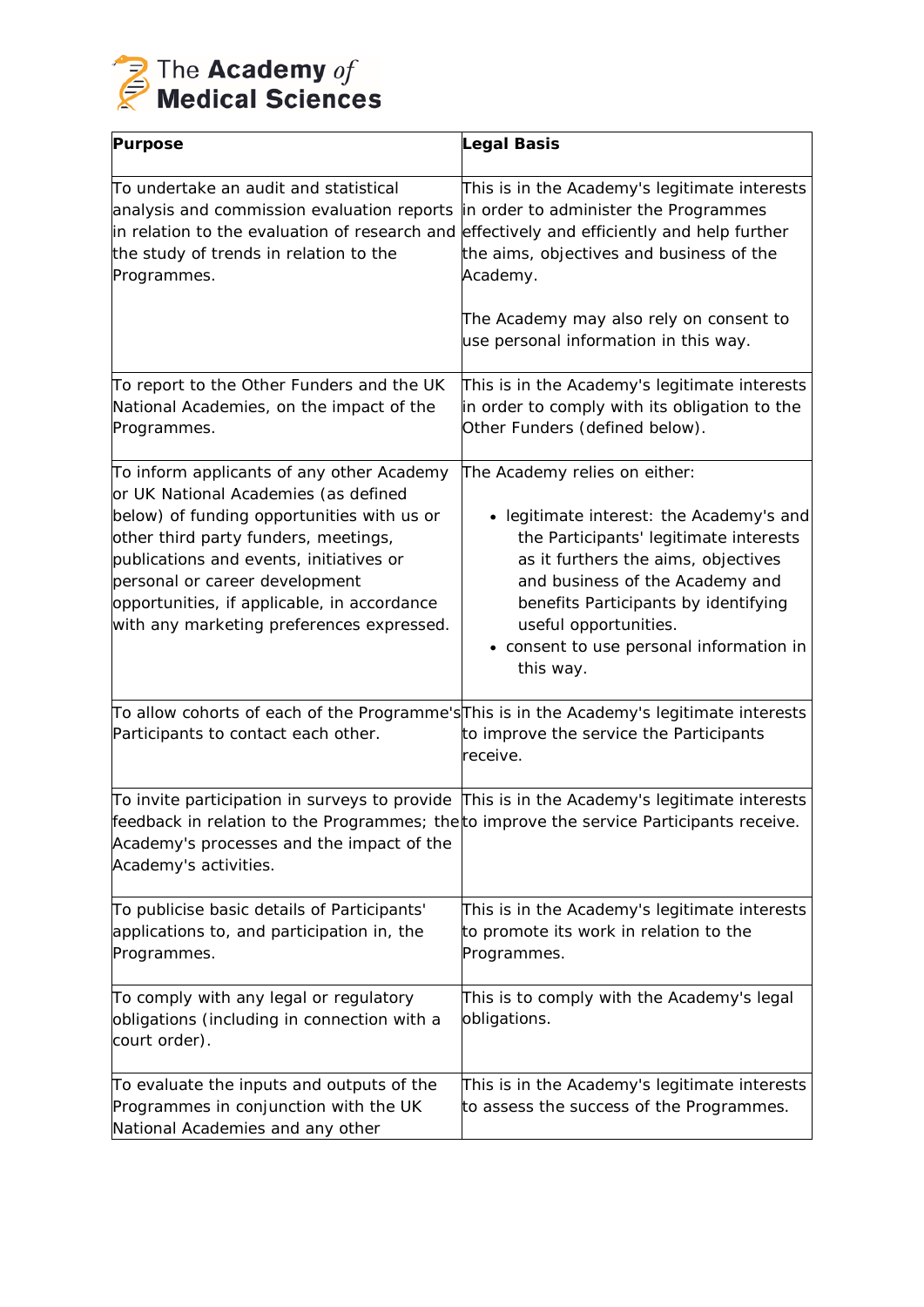| Purpose | Legal Basis |
|---|---|
| To undertake an audit and statistical analysis and commission evaluation reports in relation to the evaluation of research and the study of trends in relation to the Programmes. | This is in the Academy's legitimate interests in order to administer the Programmes effectively and efficiently and help further the aims, objectives and business of the Academy.<br><br>The Academy may also rely on consent to use personal information in this way. |
| To report to the Other Funders and the UK National Academies, on the impact of the Programmes. | This is in the Academy's legitimate interests in order to comply with its obligation to the Other Funders (defined below). |
| To inform applicants of any other Academy or UK National Academies (as defined below) of funding opportunities with us or other third party funders, meetings, publications and events, initiatives or personal or career development opportunities, if applicable, in accordance with any marketing preferences expressed. | The Academy relies on either:<br><br>• legitimate interest: the Academy's and the Participants' legitimate interests as it furthers the aims, objectives and business of the Academy and benefits Participants by identifying useful opportunities.<br>• consent to use personal information in this way. |
| To allow cohorts of each of the Programme's Participants to contact each other. | This is in the Academy's legitimate interests to improve the service the Participants receive. |
| To invite participation in surveys to provide feedback in relation to the Programmes; the Academy's processes and the impact of the Academy's activities. | This is in the Academy's legitimate interests to improve the service Participants receive. |
| To publicise basic details of Participants' applications to, and participation in, the Programmes. | This is in the Academy's legitimate interests to promote its work in relation to the Programmes. |
| To comply with any legal or regulatory obligations (including in connection with a court order). | This is to comply with the Academy's legal obligations. |
| To evaluate the inputs and outputs of the Programmes in conjunction with the UK National Academies and any other | This is in the Academy's legitimate interests to assess the success of the Programmes. |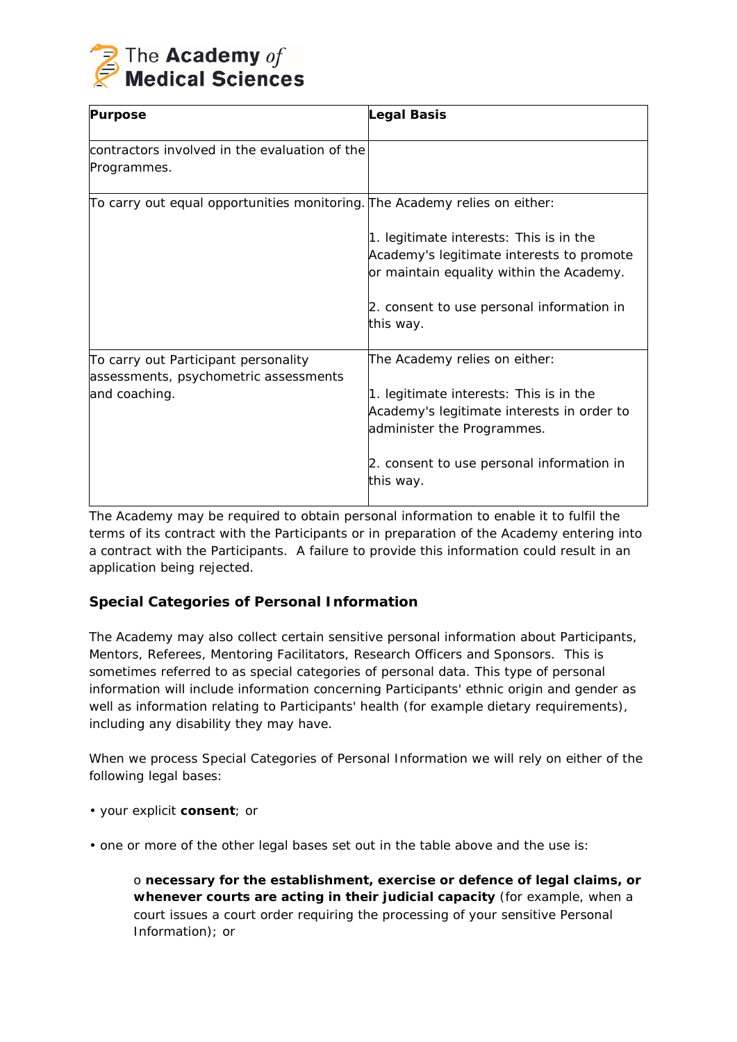| Purpose | Legal Basis |
|---|---|
| contractors involved in the evaluation of the Programmes. | |
| To carry out equal opportunities monitoring. | The Academy relies on either:<br><br>1. legitimate interests: This is in the Academy's legitimate interests to promote or maintain equality within the Academy.<br><br>2. consent to use personal information in this way. |
| To carry out Participant personality assessments, psychometric assessments and coaching. | The Academy relies on either:<br><br>1. legitimate interests: This is in the Academy's legitimate interests in order to administer the Programmes.<br><br>2. consent to use personal information in this way. |

The Academy may be required to obtain personal information to enable it to fulfil the terms of its contract with the Participants or in preparation of the Academy entering into a contract with the Participants. A failure to provide this information could result in an application being rejected.

### Special Categories of Personal Information

The Academy may also collect certain sensitive personal information about Participants, Mentors, Referees, Mentoring Facilitators, Research Officers and Sponsors. This is sometimes referred to as special categories of personal data. This type of personal information will include information concerning Participants' ethnic origin and gender as well as information relating to Participants' health (for example dietary requirements), including any disability they may have.

When we process Special Categories of Personal Information we will rely on either of the following legal bases:

- your explicit **consent**; or
- one or more of the other legal bases set out in the table above and the use is:
    - **necessary for the establishment, exercise or defence of legal claims, or whenever courts are acting in their judicial capacity** (for example, when a court issues a court order requiring the processing of your sensitive Personal Information); or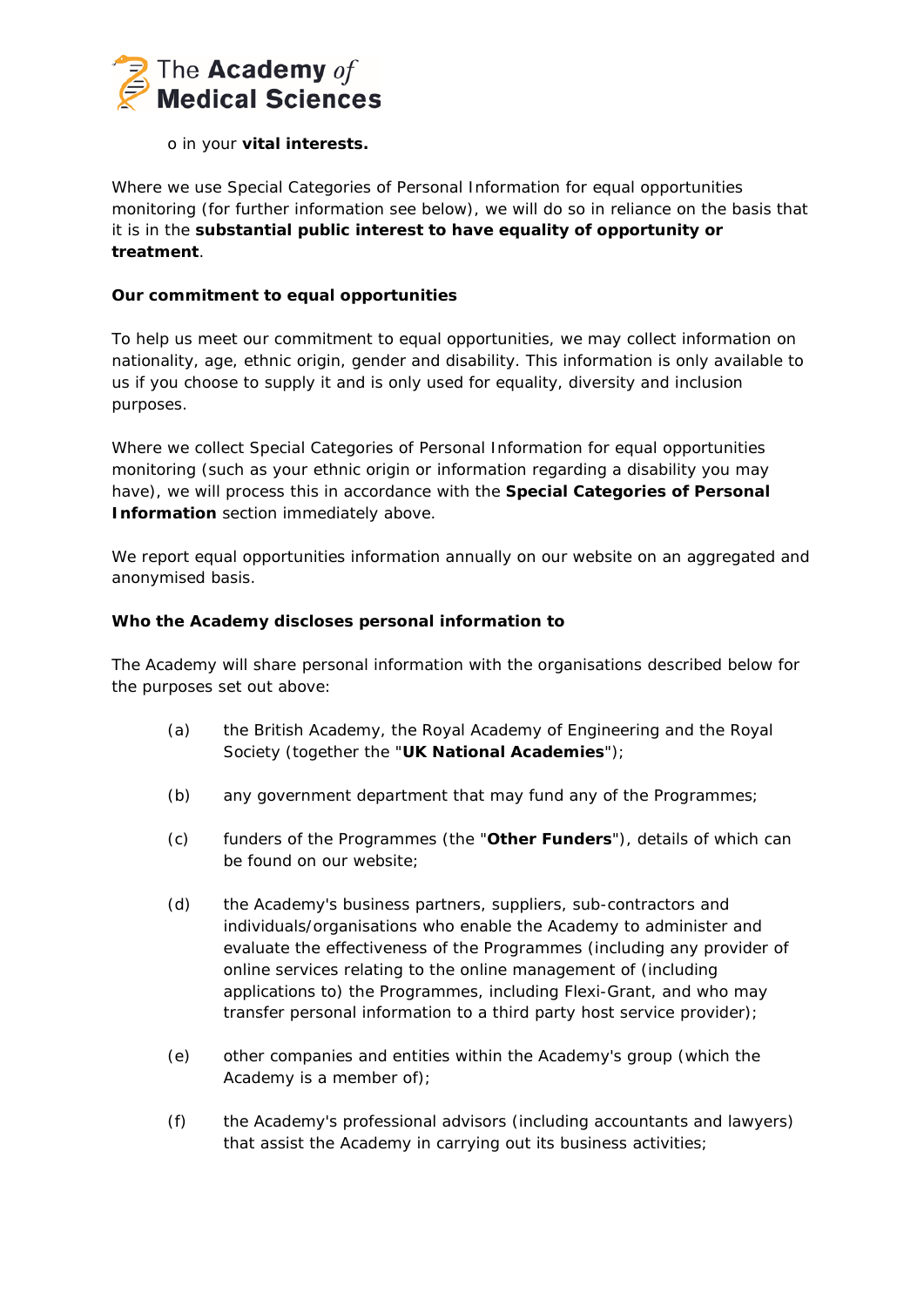- in your **vital interests.**

Where we use Special Categories of Personal Information for equal opportunities monitoring (for further information see below), we will do so in reliance on the basis that it is in the **substantial public interest to have equality of opportunity or treatment**.

**Our commitment to equal opportunities**

To help us meet our commitment to equal opportunities, we may collect information on nationality, age, ethnic origin, gender and disability. This information is only available to us if you choose to supply it and is only used for equality, diversity and inclusion purposes.

Where we collect Special Categories of Personal Information for equal opportunities monitoring (such as your ethnic origin or information regarding a disability you may have), we will process this in accordance with the **Special Categories of Personal Information** section immediately above.

We report equal opportunities information annually on our website on an aggregated and anonymised basis.

**Who the Academy discloses personal information to**

The Academy will share personal information with the organisations described below for the purposes set out above:

(a) the British Academy, the Royal Academy of Engineering and the Royal Society (together the "**UK National Academies**");

(b) any government department that may fund any of the Programmes;

(c) funders of the Programmes (the "**Other Funders**"), details of which can be found on our website;

(d) the Academy's business partners, suppliers, sub-contractors and individuals/organisations who enable the Academy to administer and evaluate the effectiveness of the Programmes (including any provider of online services relating to the online management of (including applications to) the Programmes, including Flexi-Grant, and who may transfer personal information to a third party host service provider);

(e) other companies and entities within the Academy's group (which the Academy is a member of);

(f) the Academy's professional advisors (including accountants and lawyers) that assist the Academy in carrying out its business activities;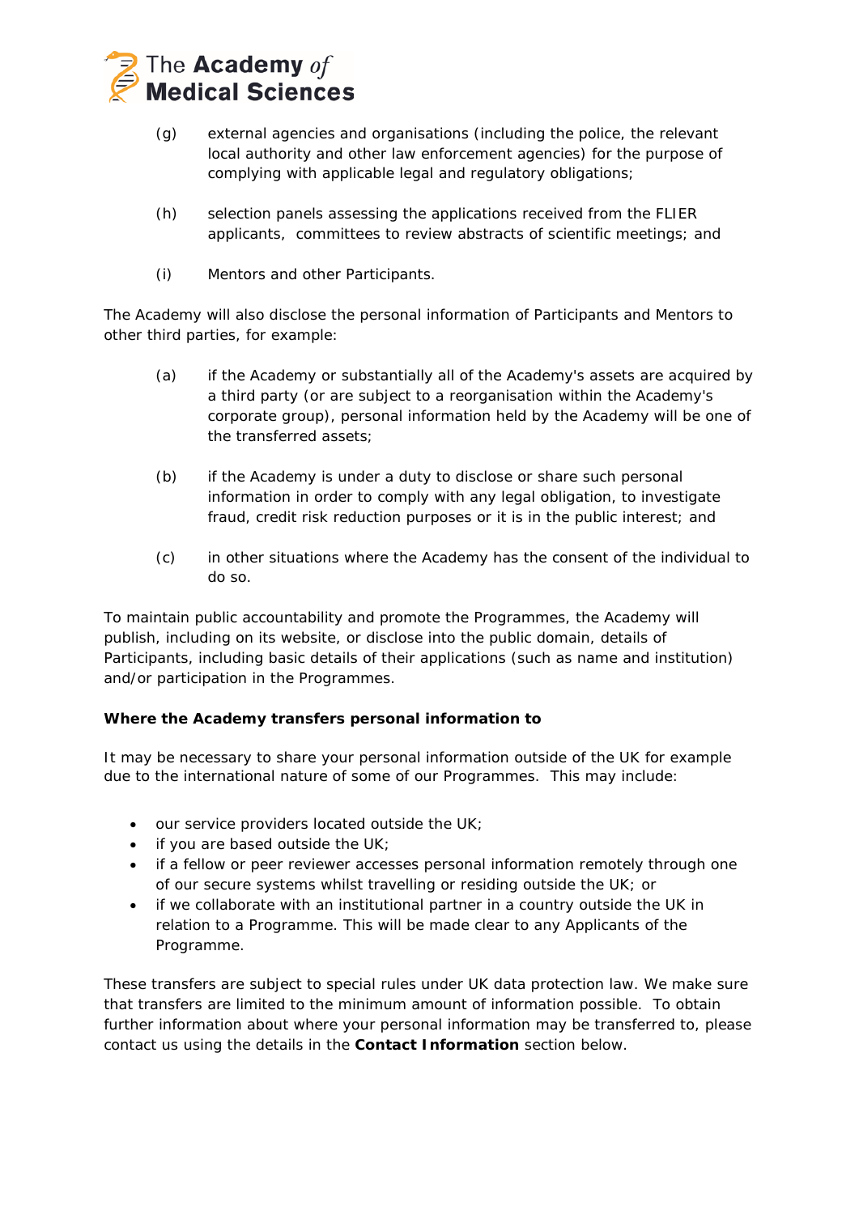(g) external agencies and organisations (including the police, the relevant local authority and other law enforcement agencies) for the purpose of complying with applicable legal and regulatory obligations;

(h) selection panels assessing the applications received from the FLIER applicants, committees to review abstracts of scientific meetings; and

(i) Mentors and other Participants.

The Academy will also disclose the personal information of Participants and Mentors to other third parties, for example:

(a) if the Academy or substantially all of the Academy's assets are acquired by a third party (or are subject to a reorganisation within the Academy's corporate group), personal information held by the Academy will be one of the transferred assets;

(b) if the Academy is under a duty to disclose or share such personal information in order to comply with any legal obligation, to investigate fraud, credit risk reduction purposes or it is in the public interest; and

(c) in other situations where the Academy has the consent of the individual to do so.

To maintain public accountability and promote the Programmes, the Academy will publish, including on its website, or disclose into the public domain, details of Participants, including basic details of their applications (such as name and institution) and/or participation in the Programmes.

**Where the Academy transfers personal information to**

It may be necessary to share your personal information outside of the UK for example due to the international nature of some of our Programmes. This may include:

- our service providers located outside the UK;
- if you are based outside the UK;
- if a fellow or peer reviewer accesses personal information remotely through one of our secure systems whilst travelling or residing outside the UK; or
- if we collaborate with an institutional partner in a country outside the UK in relation to a Programme. This will be made clear to any Applicants of the Programme.

These transfers are subject to special rules under UK data protection law. We make sure that transfers are limited to the minimum amount of information possible. To obtain further information about where your personal information may be transferred to, please contact us using the details in the **Contact Information** section below.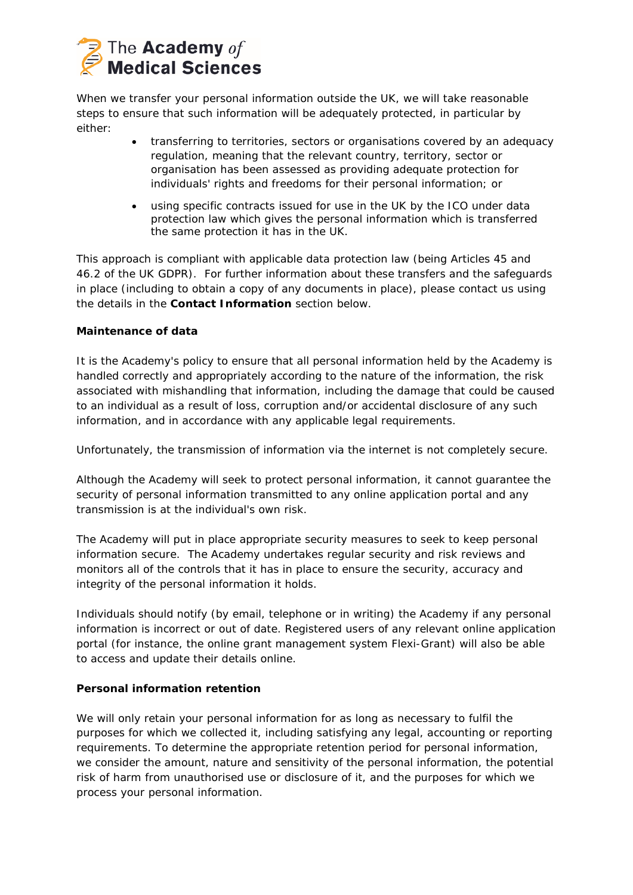When we transfer your personal information outside the UK, we will take reasonable steps to ensure that such information will be adequately protected, in particular by either:

- transferring to territories, sectors or organisations covered by an adequacy regulation, meaning that the relevant country, territory, sector or organisation has been assessed as providing adequate protection for individuals' rights and freedoms for their personal information; or
- using specific contracts issued for use in the UK by the ICO under data protection law which gives the personal information which is transferred the same protection it has in the UK.

This approach is compliant with applicable data protection law (being Articles 45 and 46.2 of the UK GDPR). For further information about these transfers and the safeguards in place (including to obtain a copy of any documents in place), please contact us using the details in the **Contact Information** section below.

**Maintenance of data**

It is the Academy's policy to ensure that all personal information held by the Academy is handled correctly and appropriately according to the nature of the information, the risk associated with mishandling that information, including the damage that could be caused to an individual as a result of loss, corruption and/or accidental disclosure of any such information, and in accordance with any applicable legal requirements.

Unfortunately, the transmission of information via the internet is not completely secure.

Although the Academy will seek to protect personal information, it cannot guarantee the security of personal information transmitted to any online application portal and any transmission is at the individual's own risk.

The Academy will put in place appropriate security measures to seek to keep personal information secure. The Academy undertakes regular security and risk reviews and monitors all of the controls that it has in place to ensure the security, accuracy and integrity of the personal information it holds.

Individuals should notify (by email, telephone or in writing) the Academy if any personal information is incorrect or out of date. Registered users of any relevant online application portal (for instance, the online grant management system Flexi-Grant) will also be able to access and update their details online.

**Personal information retention**

We will only retain your personal information for as long as necessary to fulfil the purposes for which we collected it, including satisfying any legal, accounting or reporting requirements. To determine the appropriate retention period for personal information, we consider the amount, nature and sensitivity of the personal information, the potential risk of harm from unauthorised use or disclosure of it, and the purposes for which we process your personal information.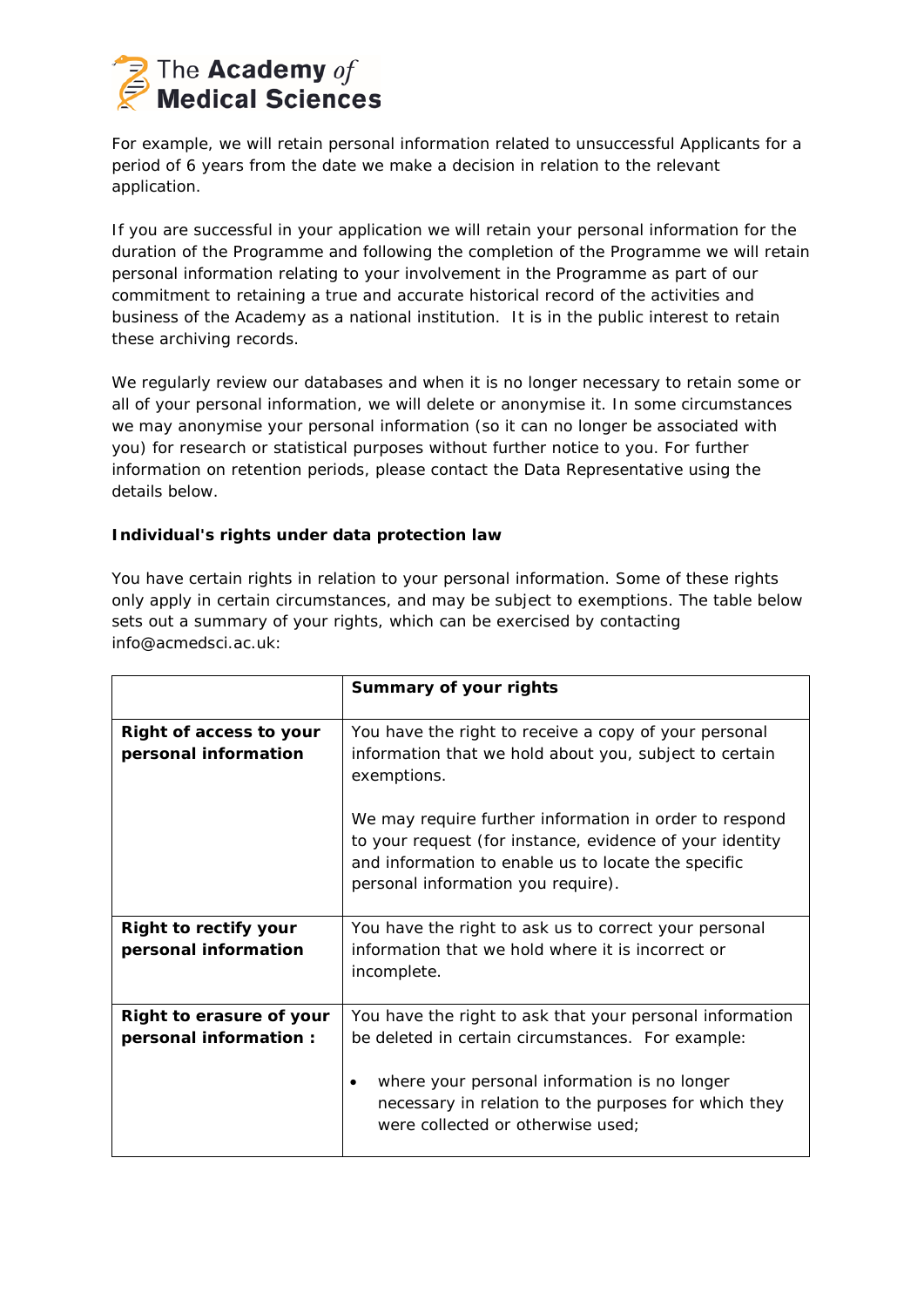For example, we will retain personal information related to unsuccessful Applicants for a period of 6 years from the date we make a decision in relation to the relevant application.

If you are successful in your application we will retain your personal information for the duration of the Programme and following the completion of the Programme we will retain personal information relating to your involvement in the Programme as part of our commitment to retaining a true and accurate historical record of the activities and business of the Academy as a national institution. It is in the public interest to retain these archiving records.

We regularly review our databases and when it is no longer necessary to retain some or all of your personal information, we will delete or anonymise it. In some circumstances we may anonymise your personal information (so it can no longer be associated with you) for research or statistical purposes without further notice to you. For further information on retention periods, please contact the Data Representative using the details below.

**Individual's rights under data protection law**

You have certain rights in relation to your personal information. Some of these rights only apply in certain circumstances, and may be subject to exemptions. The table below sets out a summary of your rights, which can be exercised by contacting info@acmedsci.ac.uk:

| | **Summary of your rights** |
|---|---|
| **Right of access to your personal information** | You have the right to receive a copy of your personal information that we hold about you, subject to certain exemptions.<br><br>We may require further information in order to respond to your request (for instance, evidence of your identity and information to enable us to locate the specific personal information you require). |
| **Right to rectify your personal information** | You have the right to ask us to correct your personal information that we hold where it is incorrect or incomplete. |
| **Right to erasure of your personal information :** | You have the right to ask that your personal information be deleted in certain circumstances. For example:<br><br>• where your personal information is no longer necessary in relation to the purposes for which they were collected or otherwise used; |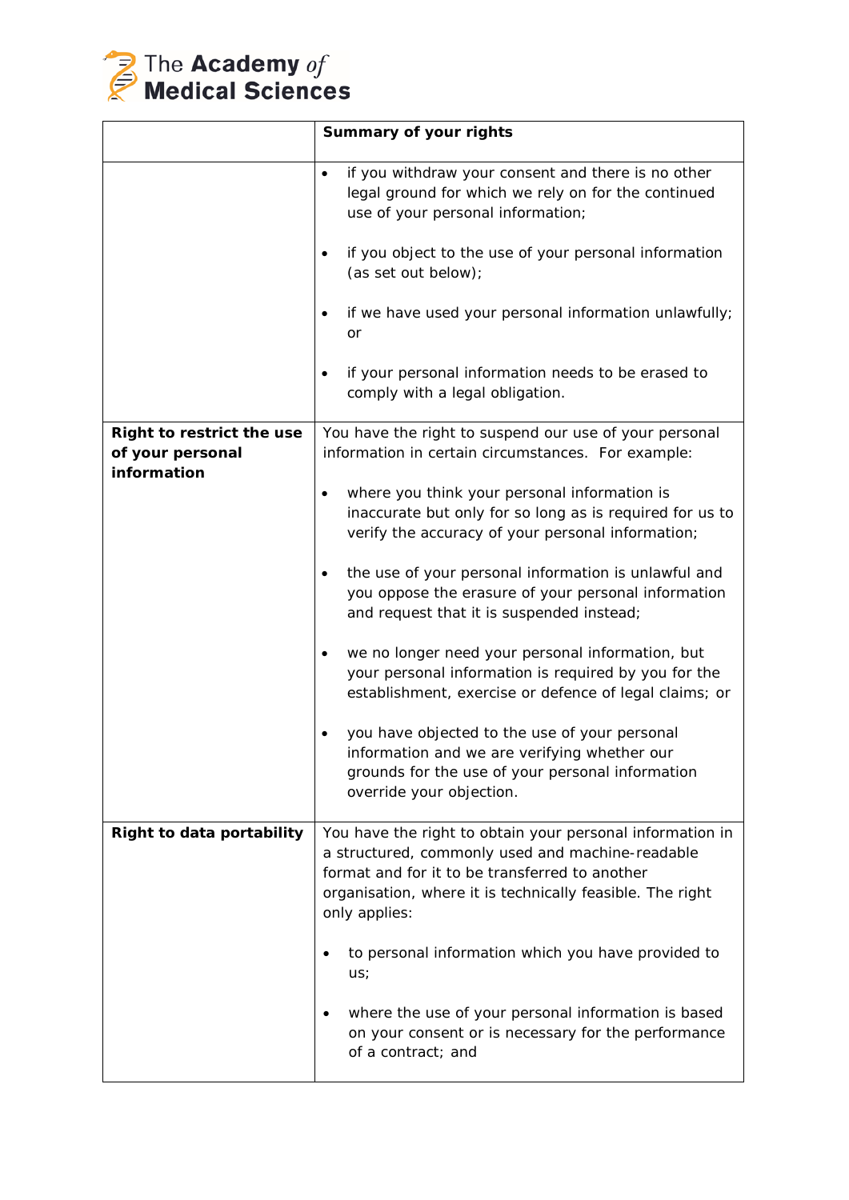| | Summary of your rights |
|---|---|
| | • if you withdraw your consent and there is no other legal ground for which we rely on for the continued use of your personal information;<br><br>• if you object to the use of your personal information (as set out below);<br><br>• if we have used your personal information unlawfully; or<br><br>• if your personal information needs to be erased to comply with a legal obligation. |
| **Right to restrict the use of your personal information** | You have the right to suspend our use of your personal information in certain circumstances. For example:<br><br>• where you think your personal information is inaccurate but only for so long as is required for us to verify the accuracy of your personal information;<br><br>• the use of your personal information is unlawful and you oppose the erasure of your personal information and request that it is suspended instead;<br><br>• we no longer need your personal information, but your personal information is required by you for the establishment, exercise or defence of legal claims; or<br><br>• you have objected to the use of your personal information and we are verifying whether our grounds for the use of your personal information override your objection. |
| **Right to data portability** | You have the right to obtain your personal information in a structured, commonly used and machine-readable format and for it to be transferred to another organisation, where it is technically feasible. The right only applies:<br><br>• to personal information which you have provided to us;<br><br>• where the use of your personal information is based on your consent or is necessary for the performance of a contract; and |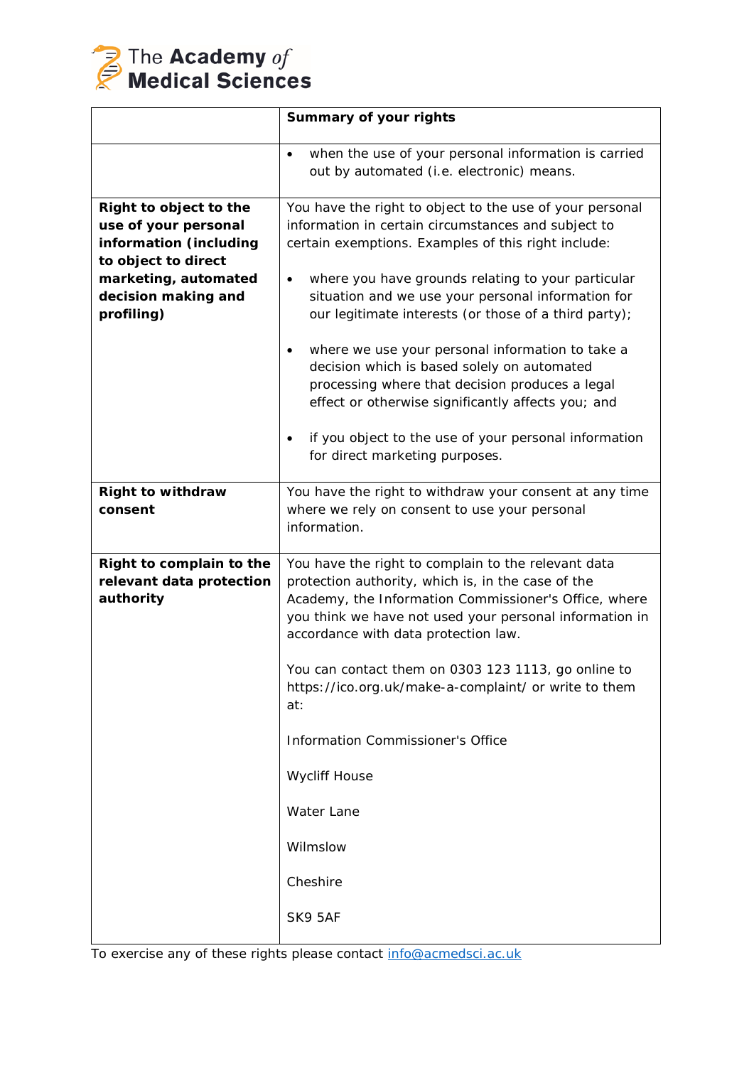| | Summary of your rights |
|---|---|
| | • when the use of your personal information is carried out by automated (i.e. electronic) means. |
| **Right to object to the use of your personal information (including to object to direct marketing, automated decision making and profiling)** | You have the right to object to the use of your personal information in certain circumstances and subject to certain exemptions. Examples of this right include: <br><br> • where you have grounds relating to your particular situation and we use your personal information for our legitimate interests (or those of a third party); <br><br> • where we use your personal information to take a decision which is based solely on automated processing where that decision produces a legal effect or otherwise significantly affects you; and <br><br> • if you object to the use of your personal information for direct marketing purposes. |
| **Right to withdraw consent** | You have the right to withdraw your consent at any time where we rely on consent to use your personal information. |
| **Right to complain to the relevant data protection authority** | You have the right to complain to the relevant data protection authority, which is, in the case of the Academy, the Information Commissioner's Office, where you think we have not used your personal information in accordance with data protection law. <br><br> You can contact them on 0303 123 1113, go online to https://ico.org.uk/make-a-complaint/ or write to them at: <br><br> Information Commissioner's Office <br><br> Wycliff House <br><br> Water Lane <br><br> Wilmslow <br><br> Cheshire <br><br> SK9 5AF |

To exercise any of these rights please contact info@acmedsci.ac.uk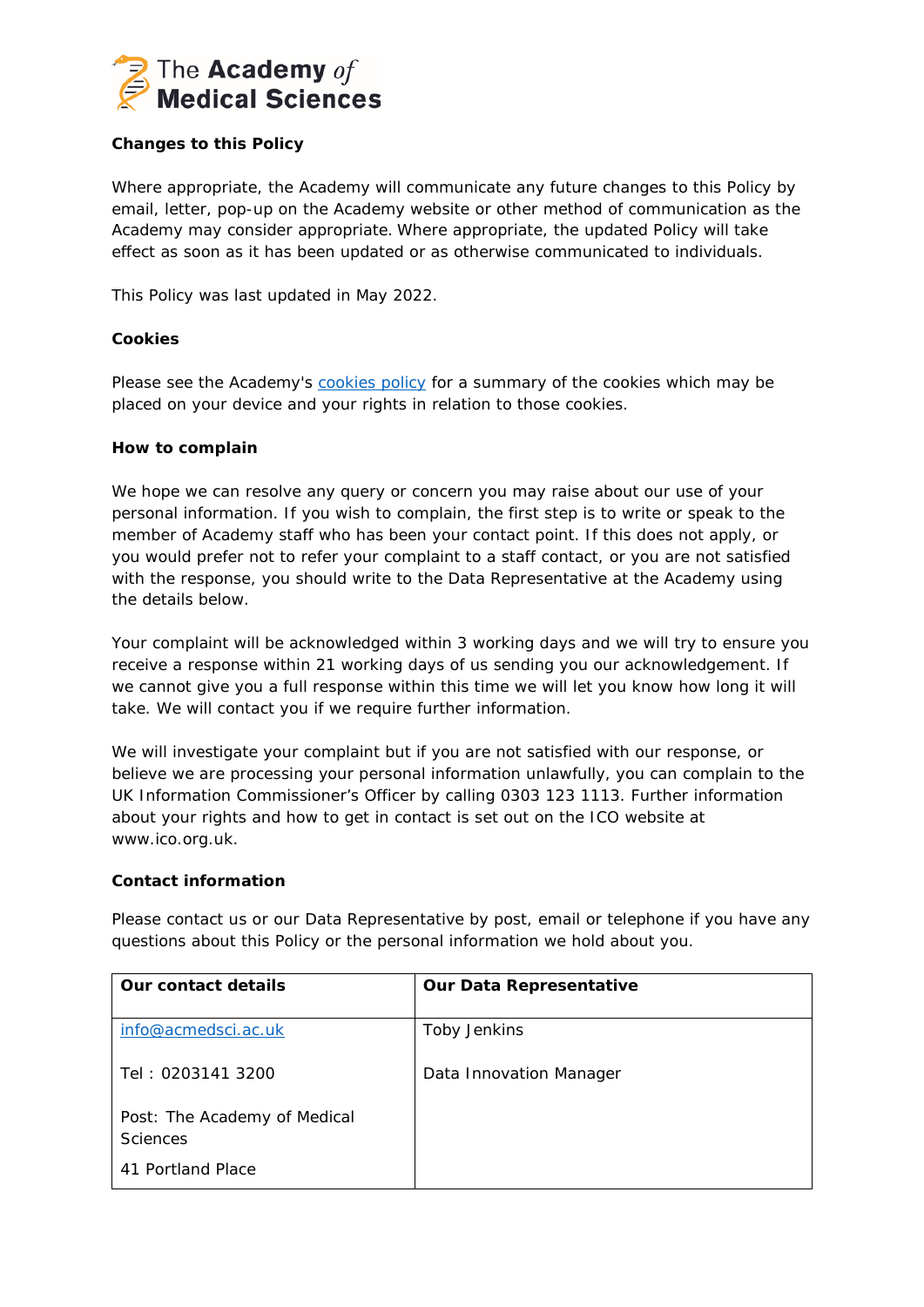### Changes to this Policy

Where appropriate, the Academy will communicate any future changes to this Policy by email, letter, pop-up on the Academy website or other method of communication as the Academy may consider appropriate. Where appropriate, the updated Policy will take effect as soon as it has been updated or as otherwise communicated to individuals.

This Policy was last updated in May 2022.

### Cookies

Please see the Academy's [cookies policy]() for a summary of the cookies which may be placed on your device and your rights in relation to those cookies.

### How to complain

We hope we can resolve any query or concern you may raise about our use of your personal information. If you wish to complain, the first step is to write or speak to the member of Academy staff who has been your contact point. If this does not apply, or you would prefer not to refer your complaint to a staff contact, or you are not satisfied with the response, you should write to the Data Representative at the Academy using the details below.

Your complaint will be acknowledged within 3 working days and we will try to ensure you receive a response within 21 working days of us sending you our acknowledgement. If we cannot give you a full response within this time we will let you know how long it will take. We will contact you if we require further information.

We will investigate your complaint but if you are not satisfied with our response, or believe we are processing your personal information unlawfully, you can complain to the UK Information Commissioner's Officer by calling 0303 123 1113. Further information about your rights and how to get in contact is set out on the ICO website at www.ico.org.uk.

### Contact information

Please contact us or our Data Representative by post, email or telephone if you have any questions about this Policy or the personal information we hold about you.

| Our contact details | Our Data Representative |
|---|---|
| info@acmedsci.ac.uk<br><br>Tel : 0203141 3200<br><br>Post: The Academy of Medical Sciences<br><br>41 Portland Place | Toby Jenkins<br><br>Data Innovation Manager |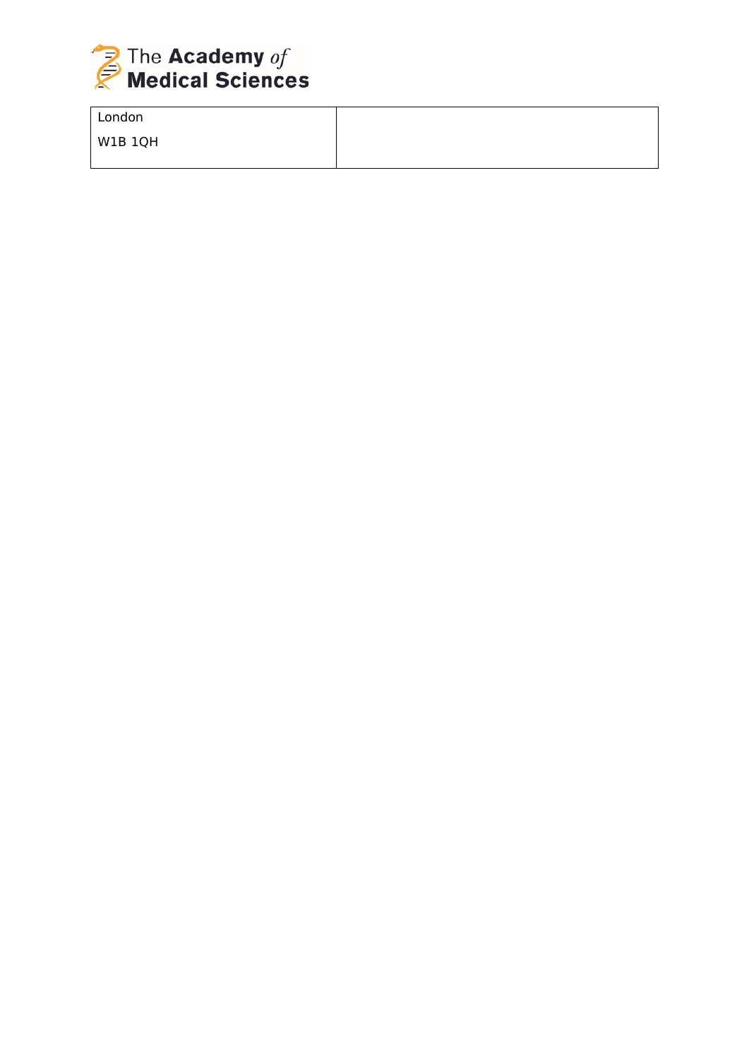The Academy *of* Medical Sciences

| | |
|---|---|
| London<br><br>W1B 1QH | |